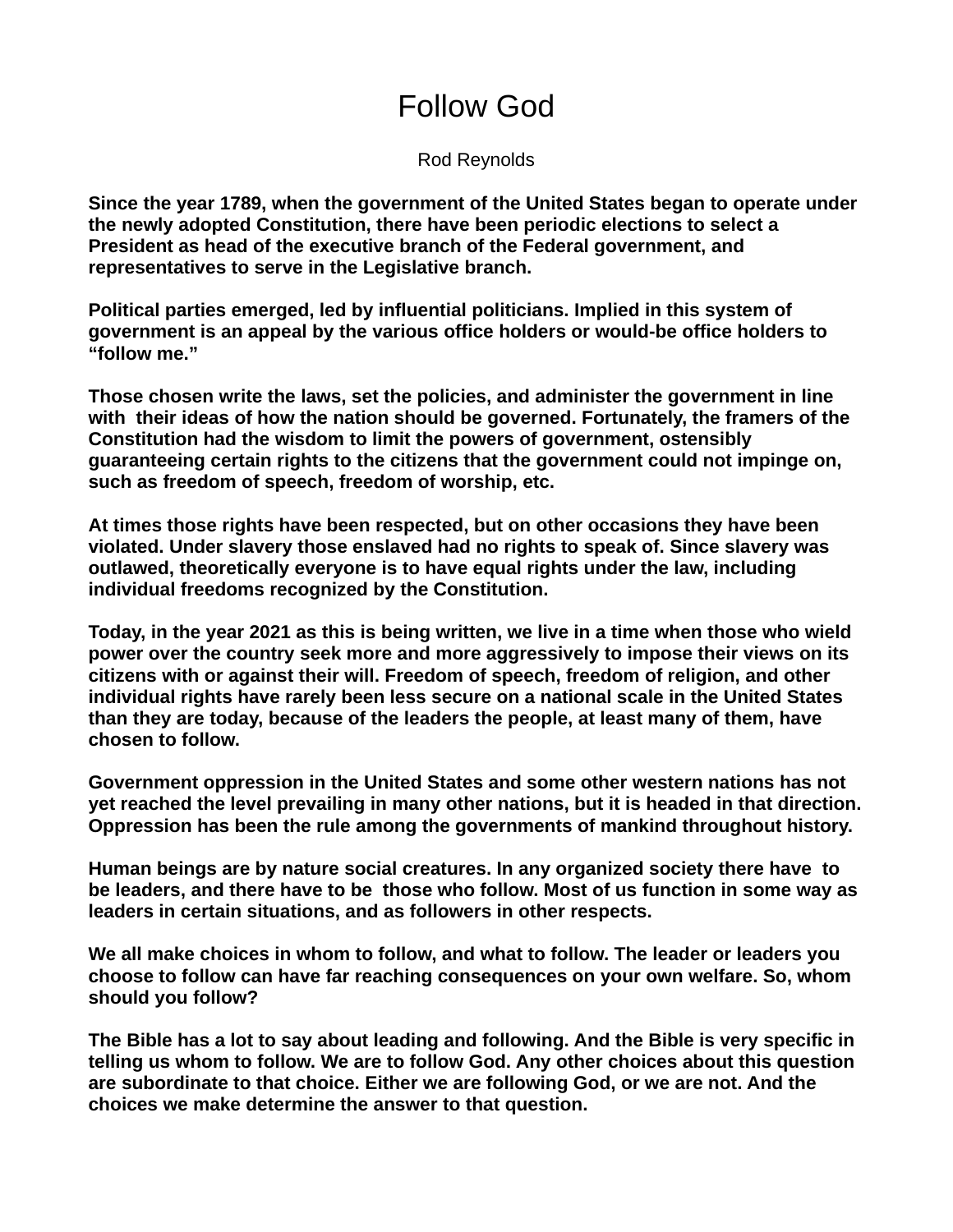# Follow God

Rod Reynolds

**Since the year 1789, when the government of the United States began to operate under the newly adopted Constitution, there have been periodic elections to select a President as head of the executive branch of the Federal government, and representatives to serve in the Legislative branch.**

**Political parties emerged, led by influential politicians. Implied in this system of government is an appeal by the various office holders or would-be office holders to "follow me."**

**Those chosen write the laws, set the policies, and administer the government in line with their ideas of how the nation should be governed. Fortunately, the framers of the Constitution had the wisdom to limit the powers of government, ostensibly guaranteeing certain rights to the citizens that the government could not impinge on, such as freedom of speech, freedom of worship, etc.**

**At times those rights have been respected, but on other occasions they have been violated. Under slavery those enslaved had no rights to speak of. Since slavery was outlawed, theoretically everyone is to have equal rights under the law, including individual freedoms recognized by the Constitution.**

**Today, in the year 2021 as this is being written, we live in a time when those who wield power over the country seek more and more aggressively to impose their views on its citizens with or against their will. Freedom of speech, freedom of religion, and other individual rights have rarely been less secure on a national scale in the United States than they are today, because of the leaders the people, at least many of them, have chosen to follow.**

**Government oppression in the United States and some other western nations has not yet reached the level prevailing in many other nations, but it is headed in that direction. Oppression has been the rule among the governments of mankind throughout history.**

**Human beings are by nature social creatures. In any organized society there have to be leaders, and there have to be those who follow. Most of us function in some way as leaders in certain situations, and as followers in other respects.**

**We all make choices in whom to follow, and what to follow. The leader or leaders you choose to follow can have far reaching consequences on your own welfare. So, whom should you follow?**

**The Bible has a lot to say about leading and following. And the Bible is very specific in telling us whom to follow. We are to follow God. Any other choices about this question are subordinate to that choice. Either we are following God, or we are not. And the choices we make determine the answer to that question.**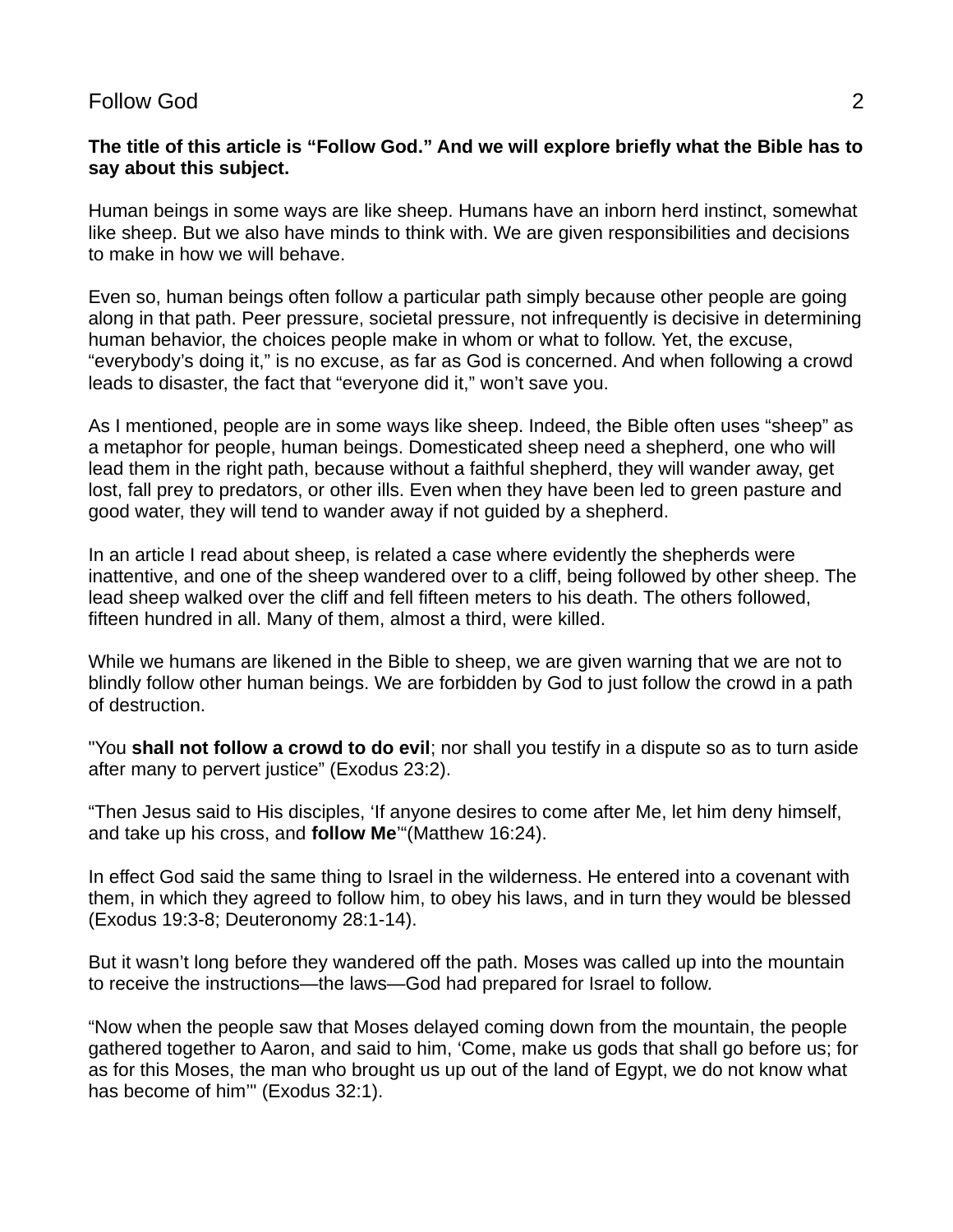**The title of this article is “Follow God.” And we will explore briefly what the Bible has to say about this subject.**

Human beings in some ways are like sheep. Humans have an inborn herd instinct, somewhat like sheep. But we also have minds to think with. We are given responsibilities and decisions to make in how we will behave.

Even so, human beings often follow a particular path simply because other people are going along in that path. Peer pressure, societal pressure, not infrequently is decisive in determining human behavior, the choices people make in whom or what to follow. Yet, the excuse, “everybody’s doing it,” is no excuse, as far as God is concerned. And when following a crowd leads to disaster, the fact that “everyone did it,” won’t save you.

As I mentioned, people are in some ways like sheep. Indeed, the Bible often uses “sheep” as a metaphor for people, human beings. Domesticated sheep need a shepherd, one who will lead them in the right path, because without a faithful shepherd, they will wander away, get lost, fall prey to predators, or other ills. Even when they have been led to green pasture and good water, they will tend to wander away if not guided by a shepherd.

In an article I read about sheep, is related a case where evidently the shepherds were inattentive, and one of the sheep wandered over to a cliff, being followed by other sheep. The lead sheep walked over the cliff and fell fifteen meters to his death. The others followed, fifteen hundred in all. Many of them, almost a third, were killed.

While we humans are likened in the Bible to sheep, we are given warning that we are not to blindly follow other human beings. We are forbidden by God to just follow the crowd in a path of destruction.

"You **shall not follow a crowd to do evil**; nor shall you testify in a dispute so as to turn aside after many to pervert justice” (Exodus 23:2).

“Then Jesus said to His disciples, ‘If anyone desires to come after Me, let him deny himself, and take up his cross, and **follow Me**’“(Matthew 16:24).

In effect God said the same thing to Israel in the wilderness. He entered into a covenant with them, in which they agreed to follow him, to obey his laws, and in turn they would be blessed (Exodus 19:3-8; Deuteronomy 28:1-14).

But it wasn’t long before they wandered off the path. Moses was called up into the mountain to receive the instructions—the laws—God had prepared for Israel to follow.

“Now when the people saw that Moses delayed coming down from the mountain, the people gathered together to Aaron, and said to him, ‘Come, make us gods that shall go before us; for as for this Moses, the man who brought us up out of the land of Egypt, we do not know what has become of him’" (Exodus 32:1).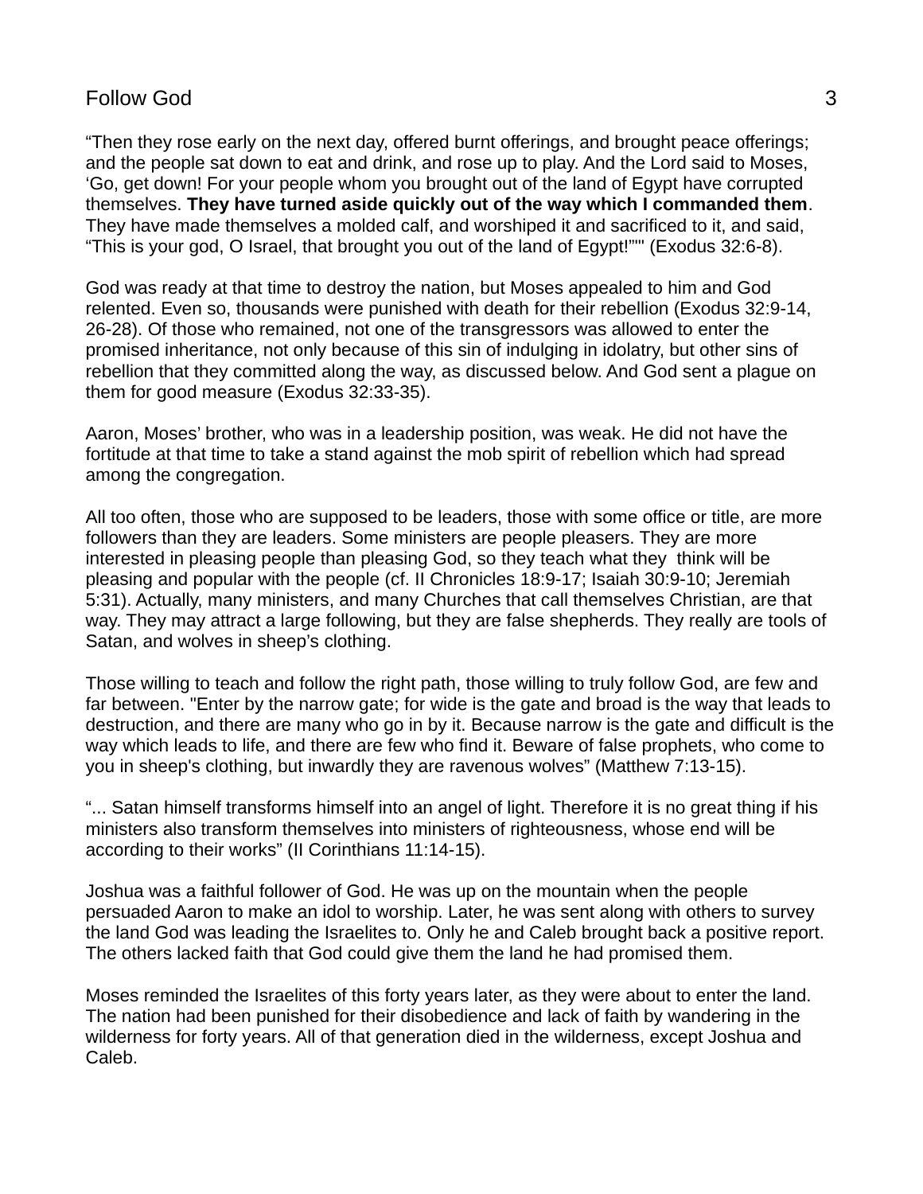“Then they rose early on the next day, offered burnt offerings, and brought peace offerings; and the people sat down to eat and drink, and rose up to play. And the Lord said to Moses, ‘Go, get down! For your people whom you brought out of the land of Egypt have corrupted themselves. **They have turned aside quickly out of the way which I commanded them**. They have made themselves a molded calf, and worshiped it and sacrificed to it, and said, “This is your god, O Israel, that brought you out of the land of Egypt!”'" (Exodus 32:6-8).

God was ready at that time to destroy the nation, but Moses appealed to him and God relented. Even so, thousands were punished with death for their rebellion (Exodus 32:9-14, 26-28). Of those who remained, not one of the transgressors was allowed to enter the promised inheritance, not only because of this sin of indulging in idolatry, but other sins of rebellion that they committed along the way, as discussed below. And God sent a plague on them for good measure (Exodus 32:33-35).

Aaron, Moses’ brother, who was in a leadership position, was weak. He did not have the fortitude at that time to take a stand against the mob spirit of rebellion which had spread among the congregation.

All too often, those who are supposed to be leaders, those with some office or title, are more followers than they are leaders. Some ministers are people pleasers. They are more interested in pleasing people than pleasing God, so they teach what they think will be pleasing and popular with the people (cf. II Chronicles 18:9-17; Isaiah 30:9-10; Jeremiah 5:31). Actually, many ministers, and many Churches that call themselves Christian, are that way. They may attract a large following, but they are false shepherds. They really are tools of Satan, and wolves in sheep’s clothing.

Those willing to teach and follow the right path, those willing to truly follow God, are few and far between. "Enter by the narrow gate; for wide is the gate and broad is the way that leads to destruction, and there are many who go in by it. Because narrow is the gate and difficult is the way which leads to life, and there are few who find it. Beware of false prophets, who come to you in sheep's clothing, but inwardly they are ravenous wolves” (Matthew 7:13-15).

“... Satan himself transforms himself into an angel of light. Therefore it is no great thing if his ministers also transform themselves into ministers of righteousness, whose end will be according to their works” (II Corinthians 11:14-15).

Joshua was a faithful follower of God. He was up on the mountain when the people persuaded Aaron to make an idol to worship. Later, he was sent along with others to survey the land God was leading the Israelites to. Only he and Caleb brought back a positive report. The others lacked faith that God could give them the land he had promised them.

Moses reminded the Israelites of this forty years later, as they were about to enter the land. The nation had been punished for their disobedience and lack of faith by wandering in the wilderness for forty years. All of that generation died in the wilderness, except Joshua and Caleb.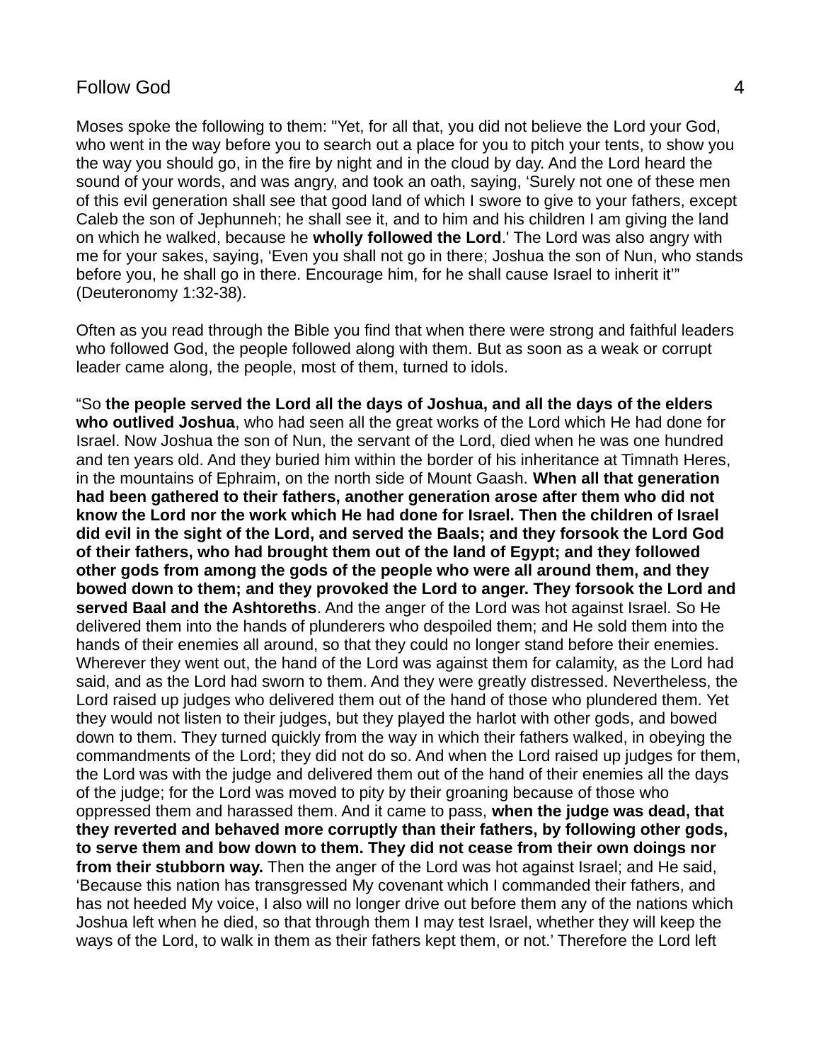Moses spoke the following to them: "Yet, for all that, you did not believe the Lord your God, who went in the way before you to search out a place for you to pitch your tents, to show you the way you should go, in the fire by night and in the cloud by day. And the Lord heard the sound of your words, and was angry, and took an oath, saying, ‘Surely not one of these men of this evil generation shall see that good land of which I swore to give to your fathers, except Caleb the son of Jephunneh; he shall see it, and to him and his children I am giving the land on which he walked, because he **wholly followed the Lord**.' The Lord was also angry with me for your sakes, saying, ‘Even you shall not go in there; Joshua the son of Nun, who stands before you, he shall go in there. Encourage him, for he shall cause Israel to inherit it’" (Deuteronomy 1:32-38).

Often as you read through the Bible you find that when there were strong and faithful leaders who followed God, the people followed along with them. But as soon as a weak or corrupt leader came along, the people, most of them, turned to idols.

“So **the people served the Lord all the days of Joshua, and all the days of the elders who outlived Joshua**, who had seen all the great works of the Lord which He had done for Israel. Now Joshua the son of Nun, the servant of the Lord, died when he was one hundred and ten years old. And they buried him within the border of his inheritance at Timnath Heres, in the mountains of Ephraim, on the north side of Mount Gaash. **When all that generation had been gathered to their fathers, another generation arose after them who did not know the Lord nor the work which He had done for Israel. Then the children of Israel did evil in the sight of the Lord, and served the Baals; and they forsook the Lord God of their fathers, who had brought them out of the land of Egypt; and they followed other gods from among the gods of the people who were all around them, and they bowed down to them; and they provoked the Lord to anger. They forsook the Lord and served Baal and the Ashtoreths**. And the anger of the Lord was hot against Israel. So He delivered them into the hands of plunderers who despoiled them; and He sold them into the hands of their enemies all around, so that they could no longer stand before their enemies. Wherever they went out, the hand of the Lord was against them for calamity, as the Lord had said, and as the Lord had sworn to them. And they were greatly distressed. Nevertheless, the Lord raised up judges who delivered them out of the hand of those who plundered them. Yet they would not listen to their judges, but they played the harlot with other gods, and bowed down to them. They turned quickly from the way in which their fathers walked, in obeying the commandments of the Lord; they did not do so. And when the Lord raised up judges for them, the Lord was with the judge and delivered them out of the hand of their enemies all the days of the judge; for the Lord was moved to pity by their groaning because of those who oppressed them and harassed them. And it came to pass, **when the judge was dead, that they reverted and behaved more corruptly than their fathers, by following other gods, to serve them and bow down to them. They did not cease from their own doings nor from their stubborn way.** Then the anger of the Lord was hot against Israel; and He said, ‘Because this nation has transgressed My covenant which I commanded their fathers, and has not heeded My voice, I also will no longer drive out before them any of the nations which Joshua left when he died, so that through them I may test Israel, whether they will keep the ways of the Lord, to walk in them as their fathers kept them, or not.’ Therefore the Lord left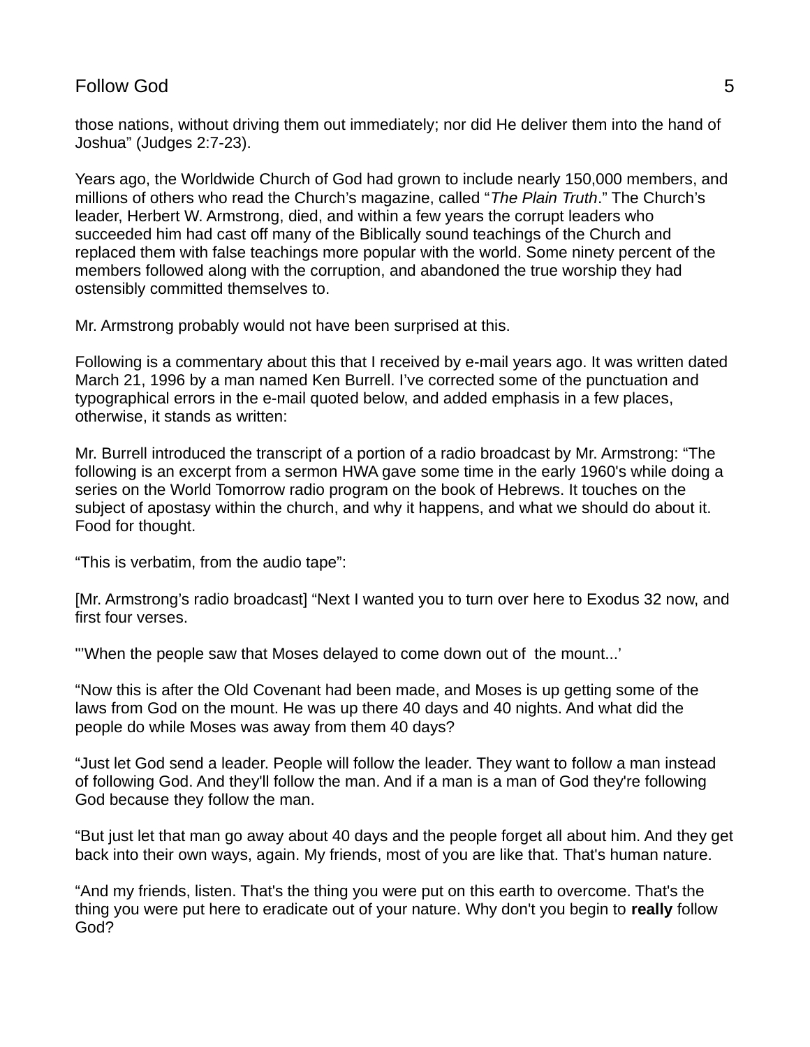those nations, without driving them out immediately; nor did He deliver them into the hand of Joshua" (Judges 2:7-23).

Years ago, the Worldwide Church of God had grown to include nearly 150,000 members, and millions of others who read the Church's magazine, called "*The Plain Truth*." The Church's leader, Herbert W. Armstrong, died, and within a few years the corrupt leaders who succeeded him had cast off many of the Biblically sound teachings of the Church and replaced them with false teachings more popular with the world. Some ninety percent of the members followed along with the corruption, and abandoned the true worship they had ostensibly committed themselves to.

Mr. Armstrong probably would not have been surprised at this.

Following is a commentary about this that I received by e-mail years ago. It was written dated March 21, 1996 by a man named Ken Burrell. I've corrected some of the punctuation and typographical errors in the e-mail quoted below, and added emphasis in a few places, otherwise, it stands as written:

Mr. Burrell introduced the transcript of a portion of a radio broadcast by Mr. Armstrong: "The following is an excerpt from a sermon HWA gave some time in the early 1960's while doing a series on the World Tomorrow radio program on the book of Hebrews. It touches on the subject of apostasy within the church, and why it happens, and what we should do about it. Food for thought.

"This is verbatim, from the audio tape":

[Mr. Armstrong's radio broadcast] "Next I wanted you to turn over here to Exodus 32 now, and first four verses.

"'When the people saw that Moses delayed to come down out of the mount...'

"Now this is after the Old Covenant had been made, and Moses is up getting some of the laws from God on the mount. He was up there 40 days and 40 nights. And what did the people do while Moses was away from them 40 days?

"Just let God send a leader. People will follow the leader. They want to follow a man instead of following God. And they'll follow the man. And if a man is a man of God they're following God because they follow the man.

"But just let that man go away about 40 days and the people forget all about him. And they get back into their own ways, again. My friends, most of you are like that. That's human nature.

"And my friends, listen. That's the thing you were put on this earth to overcome. That's the thing you were put here to eradicate out of your nature. Why don't you begin to **really** follow God?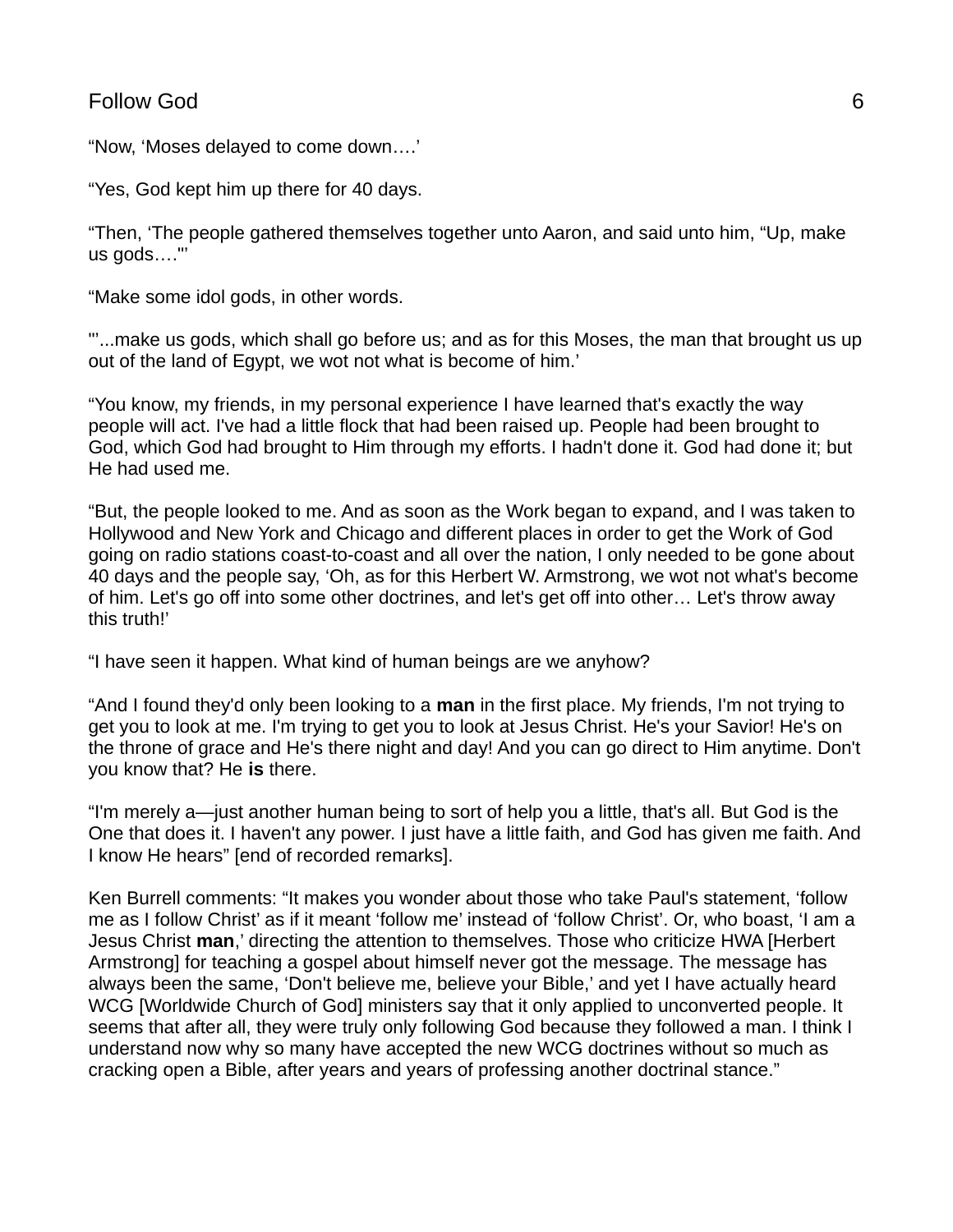"Now, 'Moses delayed to come down….'

"Yes, God kept him up there for 40 days.

"Then, 'The people gathered themselves together unto Aaron, and said unto him, "Up, make us gods…."'

"Make some idol gods, in other words.

"'...make us gods, which shall go before us; and as for this Moses, the man that brought us up out of the land of Egypt, we wot not what is become of him.'

"You know, my friends, in my personal experience I have learned that's exactly the way people will act. I've had a little flock that had been raised up. People had been brought to God, which God had brought to Him through my efforts. I hadn't done it. God had done it; but He had used me.

"But, the people looked to me. And as soon as the Work began to expand, and I was taken to Hollywood and New York and Chicago and different places in order to get the Work of God going on radio stations coast-to-coast and all over the nation, I only needed to be gone about 40 days and the people say, 'Oh, as for this Herbert W. Armstrong, we wot not what's become of him. Let's go off into some other doctrines, and let's get off into other… Let's throw away this truth!'

"I have seen it happen. What kind of human beings are we anyhow?

"And I found they'd only been looking to a **man** in the first place. My friends, I'm not trying to get you to look at me. I'm trying to get you to look at Jesus Christ. He's your Savior! He's on the throne of grace and He's there night and day! And you can go direct to Him anytime. Don't you know that? He **is** there.

"I'm merely a—just another human being to sort of help you a little, that's all. But God is the One that does it. I haven't any power. I just have a little faith, and God has given me faith. And I know He hears" [end of recorded remarks].

Ken Burrell comments: "It makes you wonder about those who take Paul's statement, 'follow me as I follow Christ' as if it meant 'follow me' instead of 'follow Christ'. Or, who boast, 'I am a Jesus Christ **man**,' directing the attention to themselves. Those who criticize HWA [Herbert Armstrong] for teaching a gospel about himself never got the message. The message has always been the same, 'Don't believe me, believe your Bible,' and yet I have actually heard WCG [Worldwide Church of God] ministers say that it only applied to unconverted people. It seems that after all, they were truly only following God because they followed a man. I think I understand now why so many have accepted the new WCG doctrines without so much as cracking open a Bible, after years and years of professing another doctrinal stance."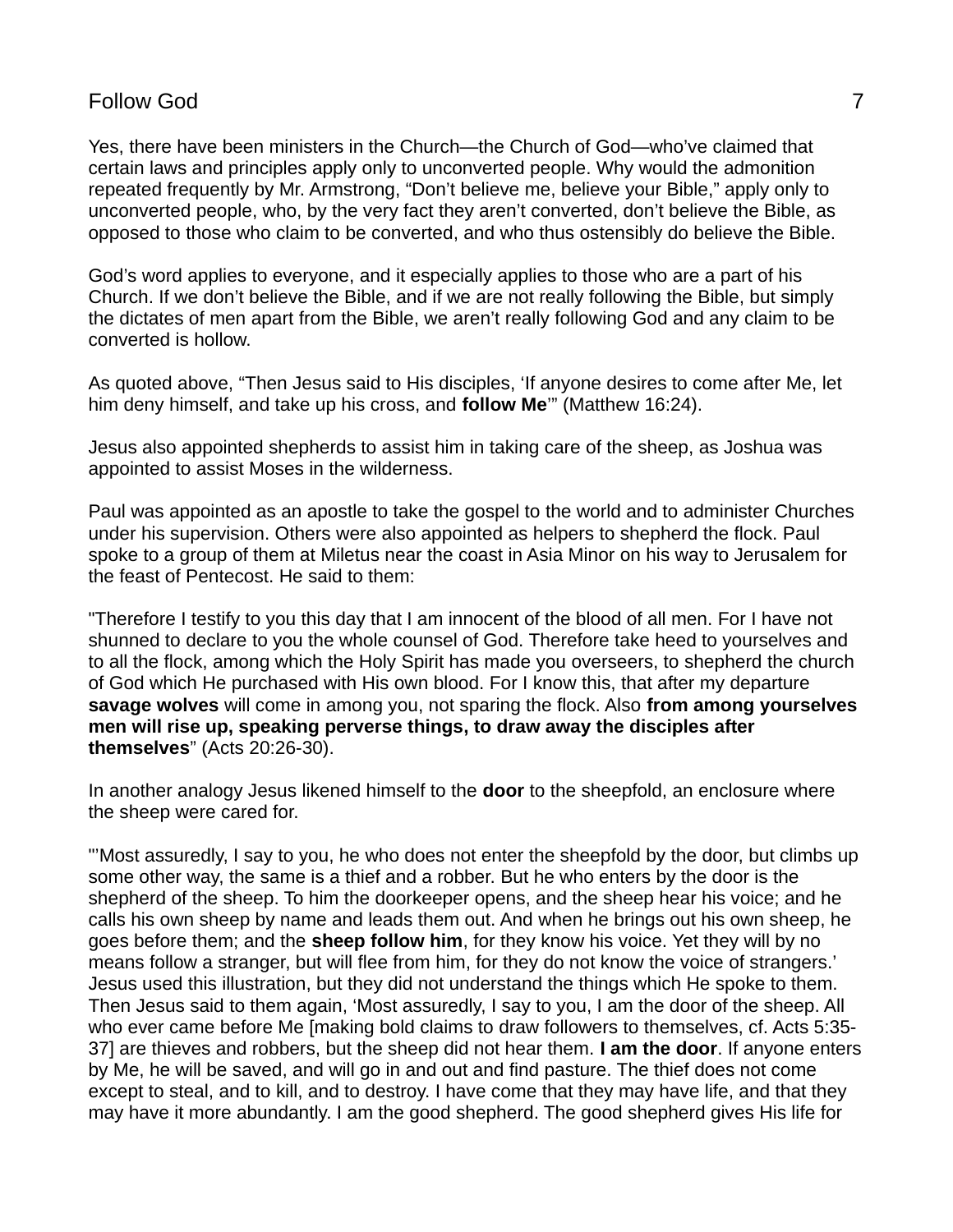Yes, there have been ministers in the Church—the Church of God—who've claimed that certain laws and principles apply only to unconverted people. Why would the admonition repeated frequently by Mr. Armstrong, "Don't believe me, believe your Bible," apply only to unconverted people, who, by the very fact they aren't converted, don't believe the Bible, as opposed to those who claim to be converted, and who thus ostensibly do believe the Bible.

God's word applies to everyone, and it especially applies to those who are a part of his Church. If we don't believe the Bible, and if we are not really following the Bible, but simply the dictates of men apart from the Bible, we aren't really following God and any claim to be converted is hollow.

As quoted above, "Then Jesus said to His disciples, 'If anyone desires to come after Me, let him deny himself, and take up his cross, and **follow Me**'" (Matthew 16:24).

Jesus also appointed shepherds to assist him in taking care of the sheep, as Joshua was appointed to assist Moses in the wilderness.

Paul was appointed as an apostle to take the gospel to the world and to administer Churches under his supervision. Others were also appointed as helpers to shepherd the flock. Paul spoke to a group of them at Miletus near the coast in Asia Minor on his way to Jerusalem for the feast of Pentecost. He said to them:

"Therefore I testify to you this day that I am innocent of the blood of all men. For I have not shunned to declare to you the whole counsel of God. Therefore take heed to yourselves and to all the flock, among which the Holy Spirit has made you overseers, to shepherd the church of God which He purchased with His own blood. For I know this, that after my departure **savage wolves** will come in among you, not sparing the flock. Also **from among yourselves men will rise up, speaking perverse things, to draw away the disciples after themselves**" (Acts 20:26-30).

In another analogy Jesus likened himself to the **door** to the sheepfold, an enclosure where the sheep were cared for.

"'Most assuredly, I say to you, he who does not enter the sheepfold by the door, but climbs up some other way, the same is a thief and a robber. But he who enters by the door is the shepherd of the sheep. To him the doorkeeper opens, and the sheep hear his voice; and he calls his own sheep by name and leads them out. And when he brings out his own sheep, he goes before them; and the **sheep follow him**, for they know his voice. Yet they will by no means follow a stranger, but will flee from him, for they do not know the voice of strangers.' Jesus used this illustration, but they did not understand the things which He spoke to them. Then Jesus said to them again, 'Most assuredly, I say to you, I am the door of the sheep. All who ever came before Me [making bold claims to draw followers to themselves, cf. Acts 5:35-37] are thieves and robbers, but the sheep did not hear them. **I am the door**. If anyone enters by Me, he will be saved, and will go in and out and find pasture. The thief does not come except to steal, and to kill, and to destroy. I have come that they may have life, and that they may have it more abundantly. I am the good shepherd. The good shepherd gives His life for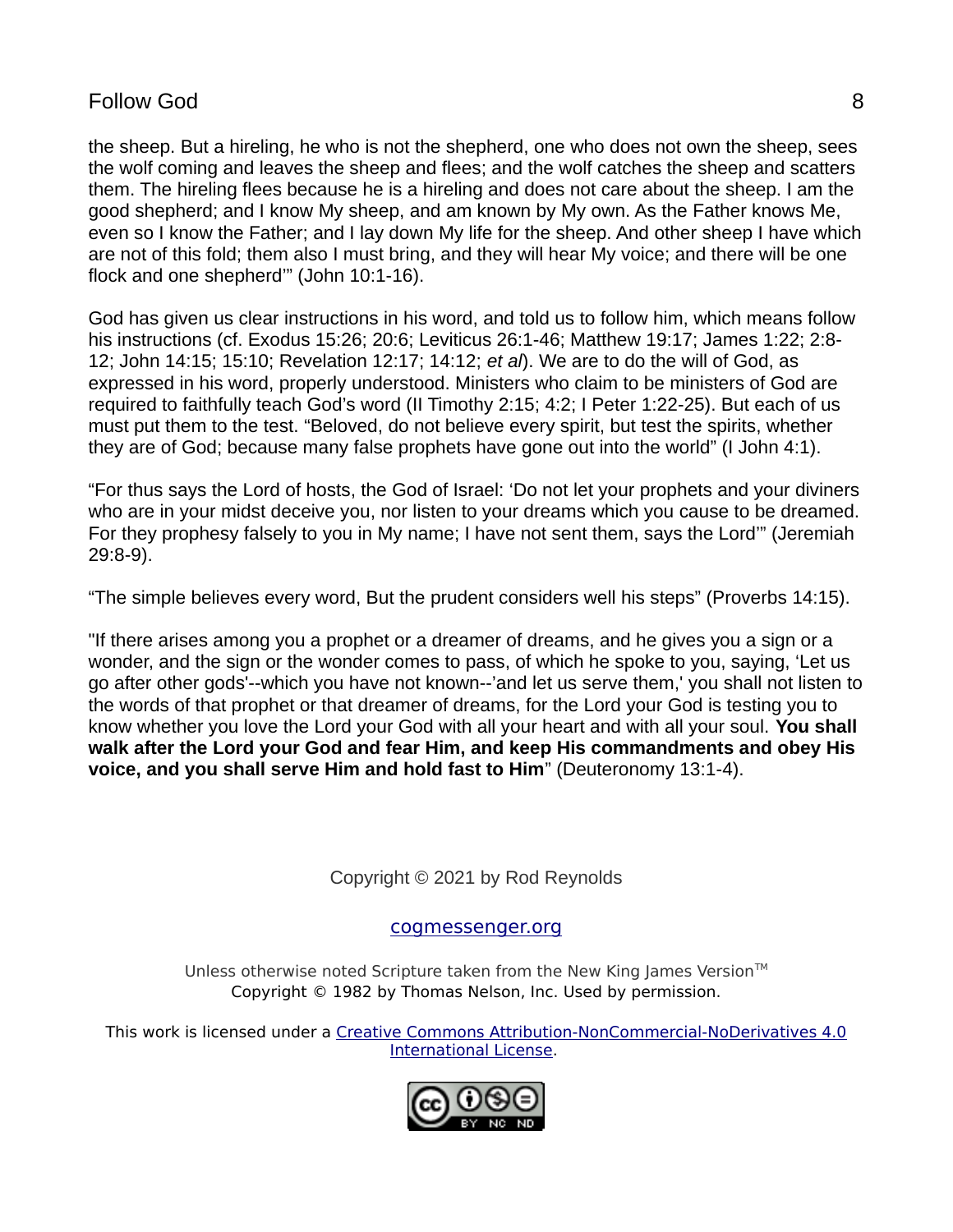the sheep. But a hireling, he who is not the shepherd, one who does not own the sheep, sees the wolf coming and leaves the sheep and flees; and the wolf catches the sheep and scatters them. The hireling flees because he is a hireling and does not care about the sheep. I am the good shepherd; and I know My sheep, and am known by My own. As the Father knows Me, even so I know the Father; and I lay down My life for the sheep. And other sheep I have which are not of this fold; them also I must bring, and they will hear My voice; and there will be one flock and one shepherd'" (John 10:1-16).

God has given us clear instructions in his word, and told us to follow him, which means follow his instructions (cf. Exodus 15:26; 20:6; Leviticus 26:1-46; Matthew 19:17; James 1:22; 2:8-12; John 14:15; 15:10; Revelation 12:17; 14:12; *et al*). We are to do the will of God, as expressed in his word, properly understood. Ministers who claim to be ministers of God are required to faithfully teach God's word (II Timothy 2:15; 4:2; I Peter 1:22-25). But each of us must put them to the test. "Beloved, do not believe every spirit, but test the spirits, whether they are of God; because many false prophets have gone out into the world" (I John 4:1).

"For thus says the Lord of hosts, the God of Israel: 'Do not let your prophets and your diviners who are in your midst deceive you, nor listen to your dreams which you cause to be dreamed. For they prophesy falsely to you in My name; I have not sent them, says the Lord'" (Jeremiah 29:8-9).

"The simple believes every word, But the prudent considers well his steps" (Proverbs 14:15).

"If there arises among you a prophet or a dreamer of dreams, and he gives you a sign or a wonder, and the sign or the wonder comes to pass, of which he spoke to you, saying, 'Let us go after other gods'--which you have not known--'and let us serve them,' you shall not listen to the words of that prophet or that dreamer of dreams, for the Lord your God is testing you to know whether you love the Lord your God with all your heart and with all your soul. **You shall walk after the Lord your God and fear Him, and keep His commandments and obey His voice, and you shall serve Him and hold fast to Him**" (Deuteronomy 13:1-4).

Copyright © 2021 by Rod Reynolds

[cogmessenger.org](cogmessenger.org)

Unless otherwise noted Scripture taken from the New King James Version™
Copyright © 1982 by Thomas Nelson, Inc. Used by permission.

This work is licensed under a [Creative Commons Attribution-NonCommercial-NoDerivatives 4.0 International License](Creative Commons Attribution-NonCommercial-NoDerivatives 4.0 International License).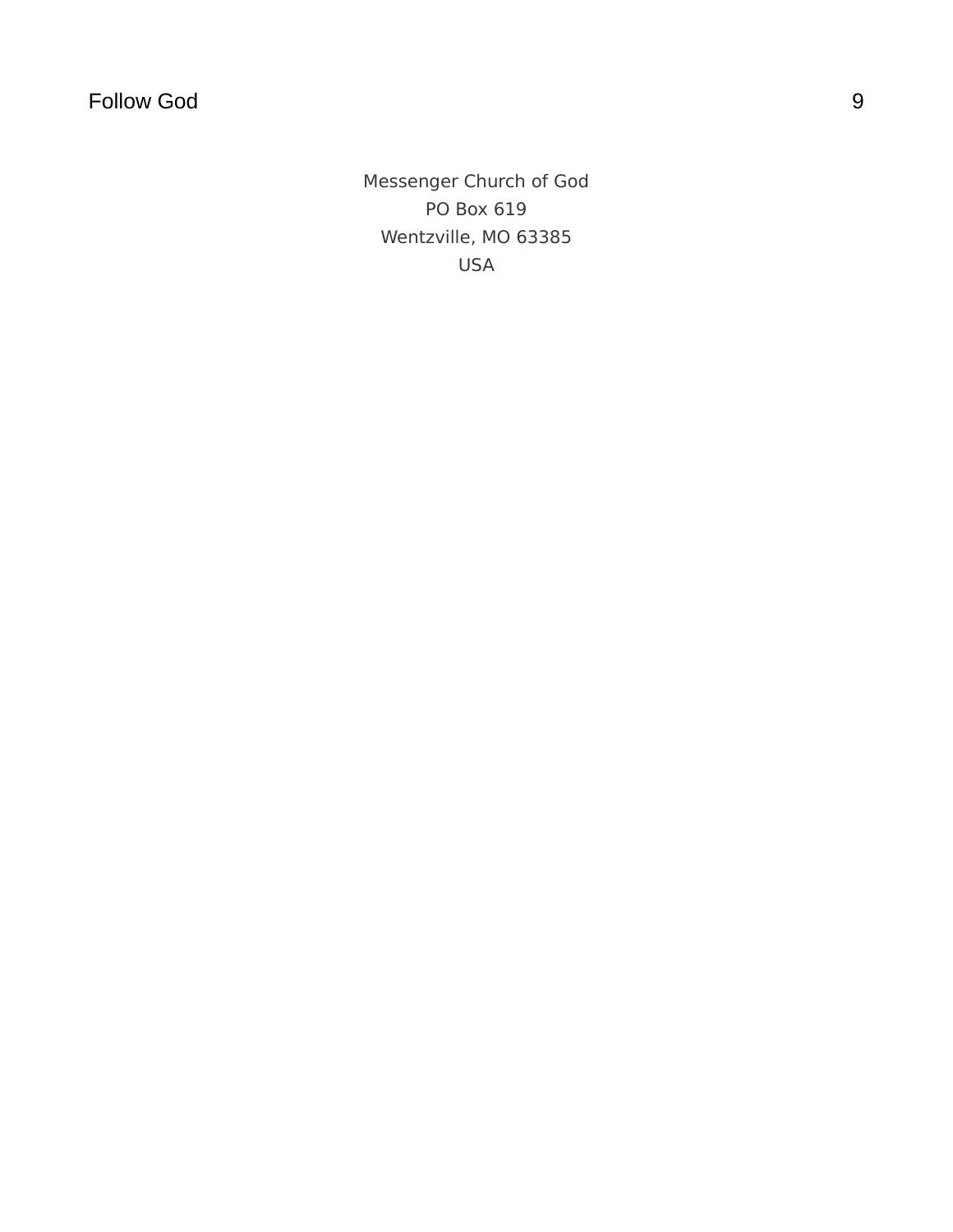Messenger Church of God
PO Box 619
Wentzville, MO 63385
USA